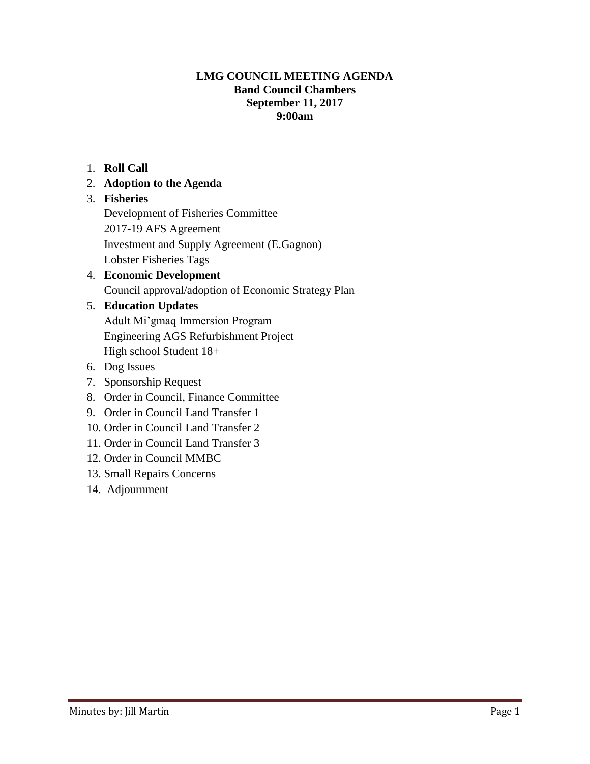**LMG COUNCIL MEETING AGENDA**
**Band Council Chambers**
**September 11, 2017**
**9:00am**

1. **Roll Call**
2. **Adoption to the Agenda**
3. **Fisheries**
   Development of Fisheries Committee
   2017-19 AFS Agreement
   Investment and Supply Agreement (E.Gagnon)
   Lobster Fisheries Tags
4. **Economic Development**
   Council approval/adoption of Economic Strategy Plan
5. **Education Updates**
   Adult Mi'gmaq Immersion Program
   Engineering AGS Refurbishment Project
   High school Student 18+
6. Dog Issues
7. Sponsorship Request
8. Order in Council, Finance Committee
9. Order in Council Land Transfer 1
10. Order in Council Land Transfer 2
11. Order in Council Land Transfer 3
12. Order in Council MMBC
13. Small Repairs Concerns
14. Adjournment

Minutes by: Jill Martin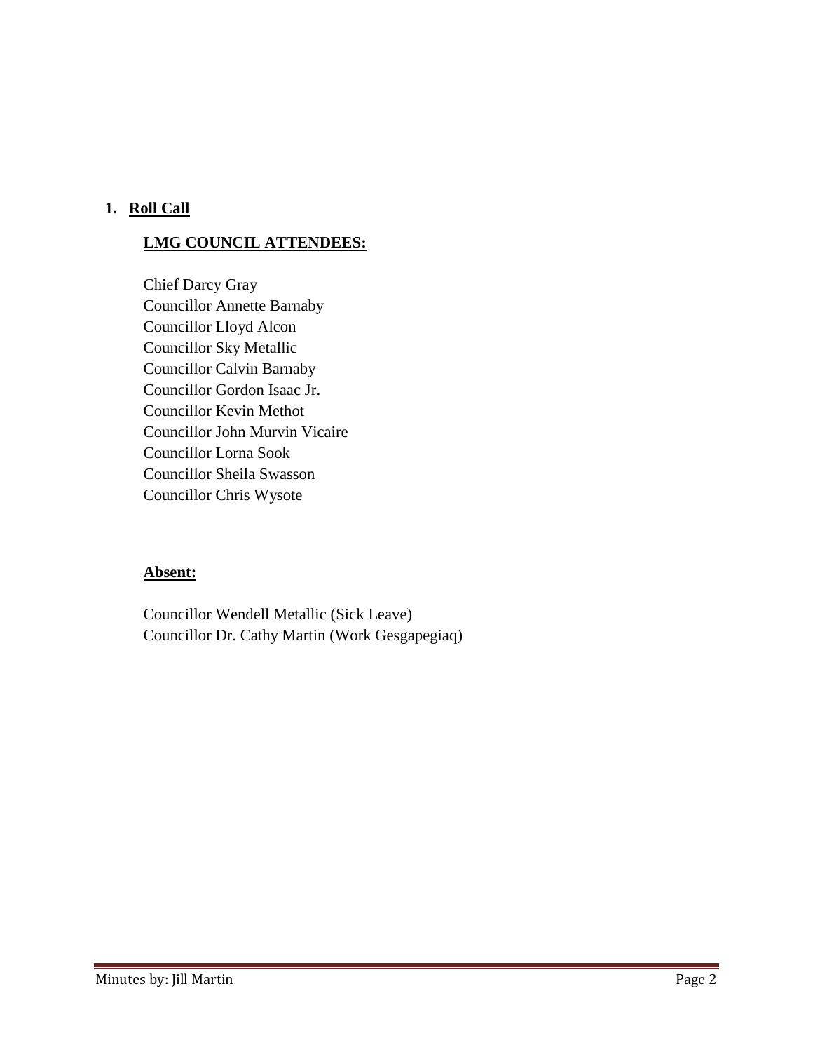## 1. Roll Call

### LMG COUNCIL ATTENDEES:

Chief Darcy Gray
Councillor Annette Barnaby
Councillor Lloyd Alcon
Councillor Sky Metallic
Councillor Calvin Barnaby
Councillor Gordon Isaac Jr.
Councillor Kevin Methot
Councillor John Murvin Vicaire
Councillor Lorna Sook
Councillor Sheila Swasson
Councillor Chris Wysote

### Absent:

Councillor Wendell Metallic (Sick Leave)
Councillor Dr. Cathy Martin (Work Gesgapegiaq)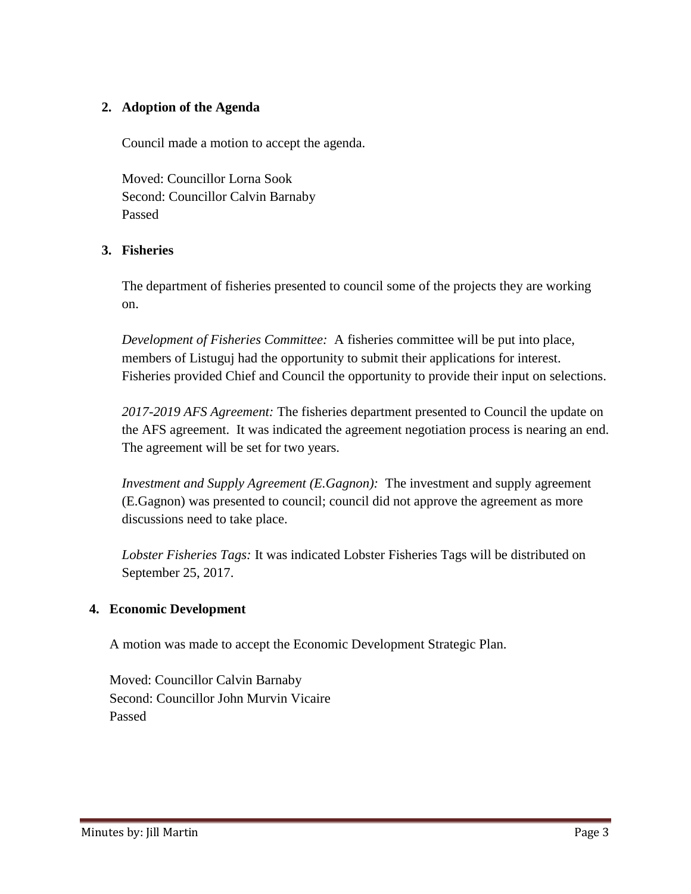## 2. Adoption of the Agenda

Council made a motion to accept the agenda.

Moved: Councillor Lorna Sook
Second: Councillor Calvin Barnaby
Passed

## 3. Fisheries

The department of fisheries presented to council some of the projects they are working on.

*Development of Fisheries Committee:* A fisheries committee will be put into place, members of Listuguj had the opportunity to submit their applications for interest. Fisheries provided Chief and Council the opportunity to provide their input on selections.

*2017-2019 AFS Agreement:* The fisheries department presented to Council the update on the AFS agreement. It was indicated the agreement negotiation process is nearing an end. The agreement will be set for two years.

*Investment and Supply Agreement (E.Gagnon):* The investment and supply agreement (E.Gagnon) was presented to council; council did not approve the agreement as more discussions need to take place.

*Lobster Fisheries Tags:* It was indicated Lobster Fisheries Tags will be distributed on September 25, 2017.

## 4. Economic Development

A motion was made to accept the Economic Development Strategic Plan.

Moved: Councillor Calvin Barnaby
Second: Councillor John Murvin Vicaire
Passed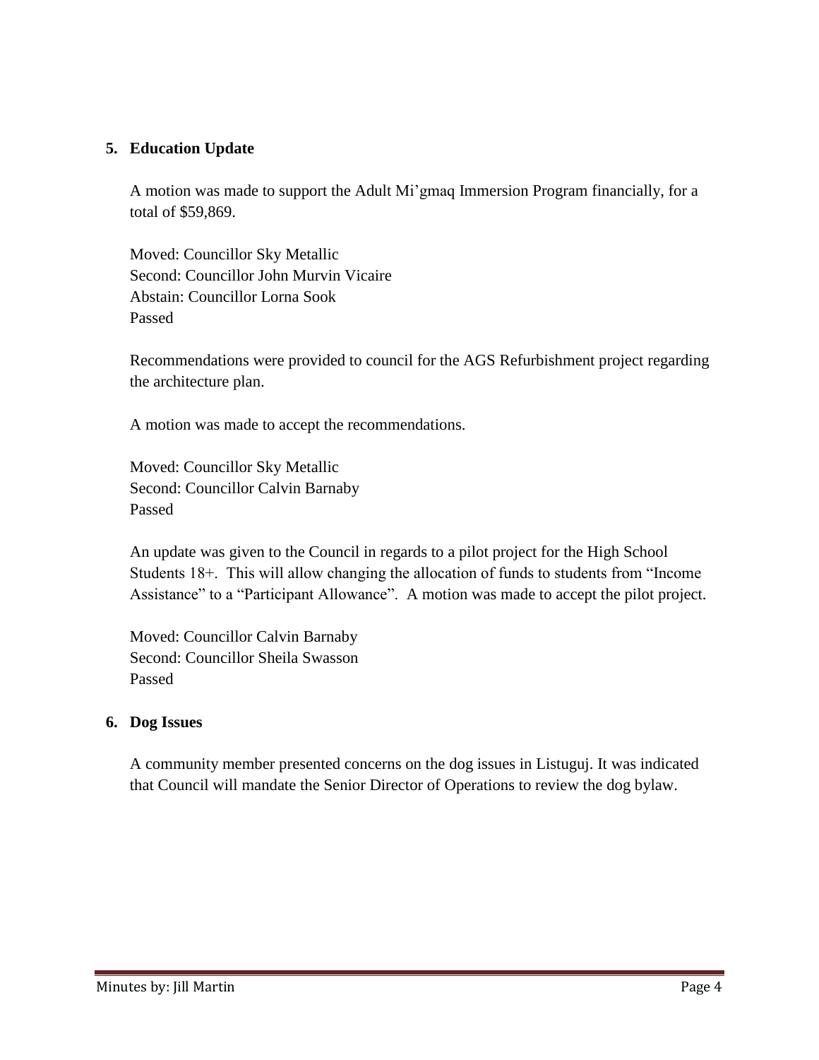## 5. Education Update

A motion was made to support the Adult Mi'gmaq Immersion Program financially, for a total of $59,869.

Moved: Councillor Sky Metallic
Second: Councillor John Murvin Vicaire
Abstain: Councillor Lorna Sook
Passed

Recommendations were provided to council for the AGS Refurbishment project regarding the architecture plan.

A motion was made to accept the recommendations.

Moved: Councillor Sky Metallic
Second: Councillor Calvin Barnaby
Passed

An update was given to the Council in regards to a pilot project for the High School Students 18+. This will allow changing the allocation of funds to students from "Income Assistance" to a "Participant Allowance". A motion was made to accept the pilot project.

Moved: Councillor Calvin Barnaby
Second: Councillor Sheila Swasson
Passed

## 6. Dog Issues

A community member presented concerns on the dog issues in Listuguj. It was indicated that Council will mandate the Senior Director of Operations to review the dog bylaw.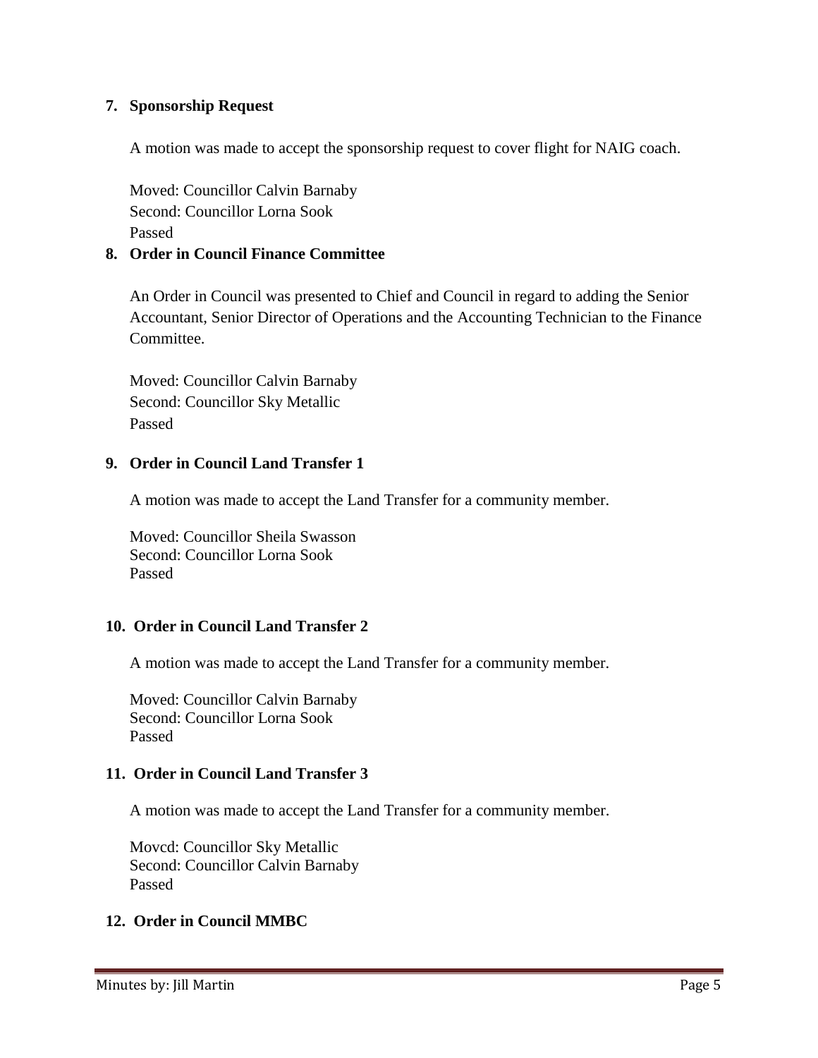7. **Sponsorship Request**

   A motion was made to accept the sponsorship request to cover flight for NAIG coach.

   Moved: Councillor Calvin Barnaby
   Second: Councillor Lorna Sook
   Passed

8. **Order in Council Finance Committee**

   An Order in Council was presented to Chief and Council in regard to adding the Senior Accountant, Senior Director of Operations and the Accounting Technician to the Finance Committee.

   Moved: Councillor Calvin Barnaby
   Second: Councillor Sky Metallic
   Passed

9. **Order in Council Land Transfer 1**

   A motion was made to accept the Land Transfer for a community member.

   Moved: Councillor Sheila Swasson
   Second: Councillor Lorna Sook
   Passed

10. **Order in Council Land Transfer 2**

    A motion was made to accept the Land Transfer for a community member.

    Moved: Councillor Calvin Barnaby
    Second: Councillor Lorna Sook
    Passed

11. **Order in Council Land Transfer 3**

    A motion was made to accept the Land Transfer for a community member.

    Movcd: Councillor Sky Metallic
    Second: Councillor Calvin Barnaby
    Passed

12. **Order in Council MMBC**

Minutes by: Jill Martin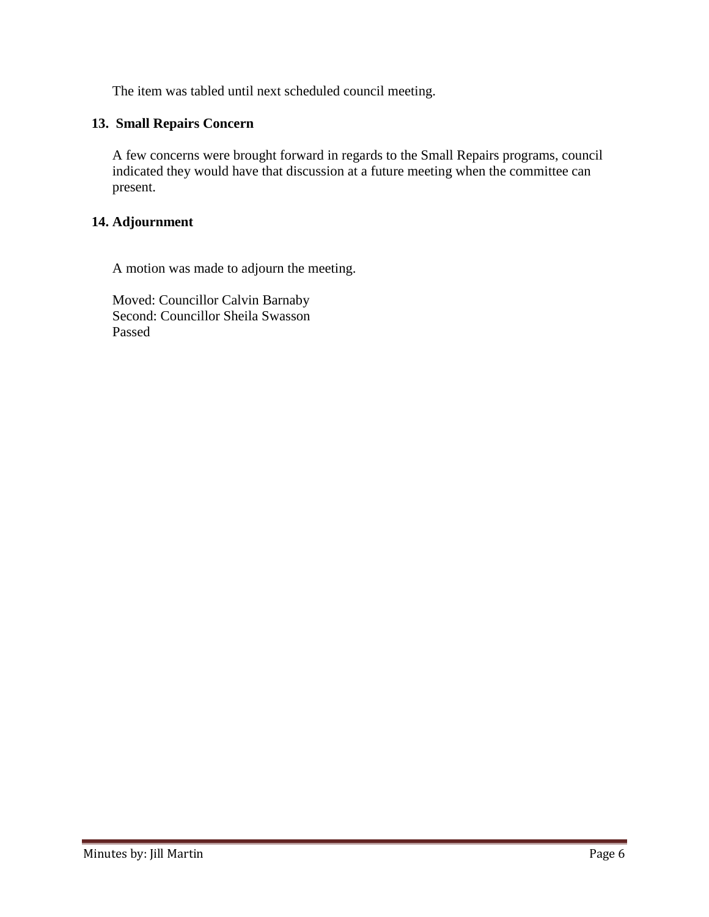The item was tabled until next scheduled council meeting.

## 13. Small Repairs Concern

A few concerns were brought forward in regards to the Small Repairs programs, council indicated they would have that discussion at a future meeting when the committee can present.

## 14. Adjournment

A motion was made to adjourn the meeting.

Moved: Councillor Calvin Barnaby
Second: Councillor Sheila Swasson
Passed